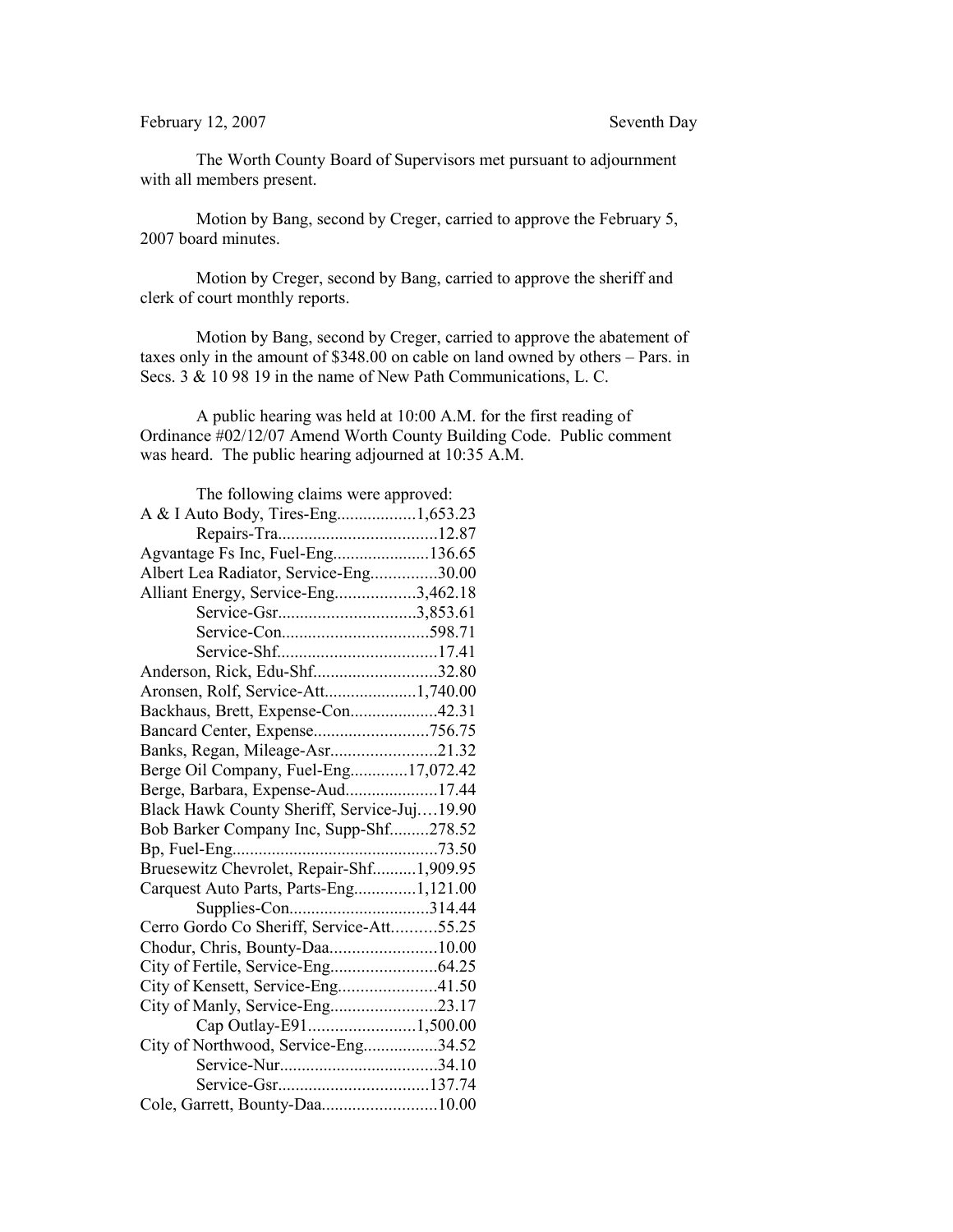February 12, 2007 Seventh Day

The Worth County Board of Supervisors met pursuant to adjournment with all members present.

Motion by Bang, second by Creger, carried to approve the February 5, 2007 board minutes.

Motion by Creger, second by Bang, carried to approve the sheriff and clerk of court monthly reports.

Motion by Bang, second by Creger, carried to approve the abatement of taxes only in the amount of $348.00 on cable on land owned by others – Pars. in Secs. 3 & 10 98 19 in the name of New Path Communications, L. C.

A public hearing was held at 10:00 A.M. for the first reading of Ordinance #02/12/07 Amend Worth County Building Code. Public comment was heard. The public hearing adjourned at 10:35 A.M.

The following claims were approved:

A & I Auto Body, Tires-Eng..................1,653.23
Repairs-Tra....................................12.87
Agvantage Fs Inc, Fuel-Eng......................136.65
Albert Lea Radiator, Service-Eng...............30.00
Alliant Energy, Service-Eng..................3,462.18
Service-Gsr...............................3,853.61
Service-Con.................................598.71
Service-Shf....................................17.41
Anderson, Rick, Edu-Shf............................32.80
Aronsen, Rolf, Service-Att.....................1,740.00
Backhaus, Brett, Expense-Con....................42.31
Bancard Center, Expense..........................756.75
Banks, Regan, Mileage-Asr........................21.32
Berge Oil Company, Fuel-Eng.............17,072.42
Berge, Barbara, Expense-Aud.....................17.44
Black Hawk County Sheriff, Service-Juj….19.90
Bob Barker Company Inc, Supp-Shf.........278.52
Bp, Fuel-Eng..............................................73.50
Bruesewitz Chevrolet, Repair-Shf..........1,909.95
Carquest Auto Parts, Parts-Eng..............1,121.00
Supplies-Con...............................314.44
Cerro Gordo Co Sheriff, Service-Att..........55.25
Chodur, Chris, Bounty-Daa........................10.00
City of Fertile, Service-Eng........................64.25
City of Kensett, Service-Eng......................41.50
City of Manly, Service-Eng........................23.17
Cap Outlay-E91........................1,500.00
City of Northwood, Service-Eng.................34.52
Service-Nur....................................34.10
Service-Gsr..................................137.74
Cole, Garrett, Bounty-Daa..........................10.00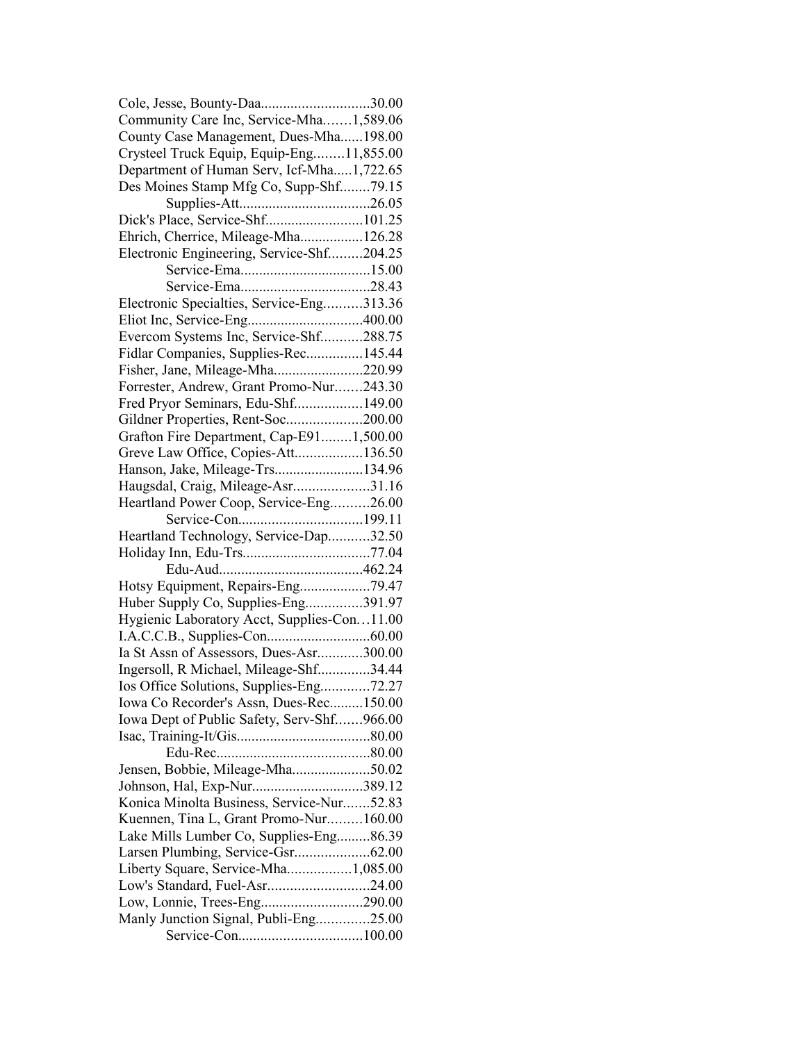Cole, Jesse, Bounty-Daa.............................30.00
Community Care Inc, Service-Mha.......1,589.06
County Case Management, Dues-Mha......198.00
Crysteel Truck Equip, Equip-Eng........11,855.00
Department of Human Serv, Icf-Mha.....1,722.65
Des Moines Stamp Mfg Co, Supp-Shf........79.15
Supplies-Att..................................26.05
Dick's Place, Service-Shf..........................101.25
Ehrich, Cherrice, Mileage-Mha.................126.28
Electronic Engineering, Service-Shf.........204.25
Service-Ema..................................15.00
Service-Ema..................................28.43
Electronic Specialties, Service-Eng..........313.36
Eliot Inc, Service-Eng..............................400.00
Evercom Systems Inc, Service-Shf...........288.75
Fidlar Companies, Supplies-Rec...............145.44
Fisher, Jane, Mileage-Mha.......................220.99
Forrester, Andrew, Grant Promo-Nur.......243.30
Fred Pryor Seminars, Edu-Shf..................149.00
Gildner Properties, Rent-Soc....................200.00
Grafton Fire Department, Cap-E91........1,500.00
Greve Law Office, Copies-Att..................136.50
Hanson, Jake, Mileage-Trs........................134.96
Haugsdal, Craig, Mileage-Asr....................31.16
Heartland Power Coop, Service-Eng..........26.00
Service-Con................................199.11
Heartland Technology, Service-Dap...........32.50
Holiday Inn, Edu-Trs.................................77.04
Edu-Aud......................................462.24
Hotsy Equipment, Repairs-Eng...................79.47
Huber Supply Co, Supplies-Eng...............391.97
Hygienic Laboratory Acct, Supplies-Con…11.00
I.A.C.C.B., Supplies-Con...........................60.00
Ia St Assn of Assessors, Dues-Asr............300.00
Ingersoll, R Michael, Mileage-Shf..............34.44
Ios Office Solutions, Supplies-Eng.............72.27
Iowa Co Recorder's Assn, Dues-Rec.........150.00
Iowa Dept of Public Safety, Serv-Shf.......966.00
Isac, Training-It/Gis...................................80.00
Edu-Rec........................................80.00
Jensen, Bobbie, Mileage-Mha.....................50.02
Johnson, Hal, Exp-Nur.............................389.12
Konica Minolta Business, Service-Nur.......52.83
Kuennen, Tina L, Grant Promo-Nur.........160.00
Lake Mills Lumber Co, Supplies-Eng.........86.39
Larsen Plumbing, Service-Gsr....................62.00
Liberty Square, Service-Mha.................1,085.00
Low's Standard, Fuel-Asr...........................24.00
Low, Lonnie, Trees-Eng...........................290.00
Manly Junction Signal, Publi-Eng..............25.00
Service-Con................................100.00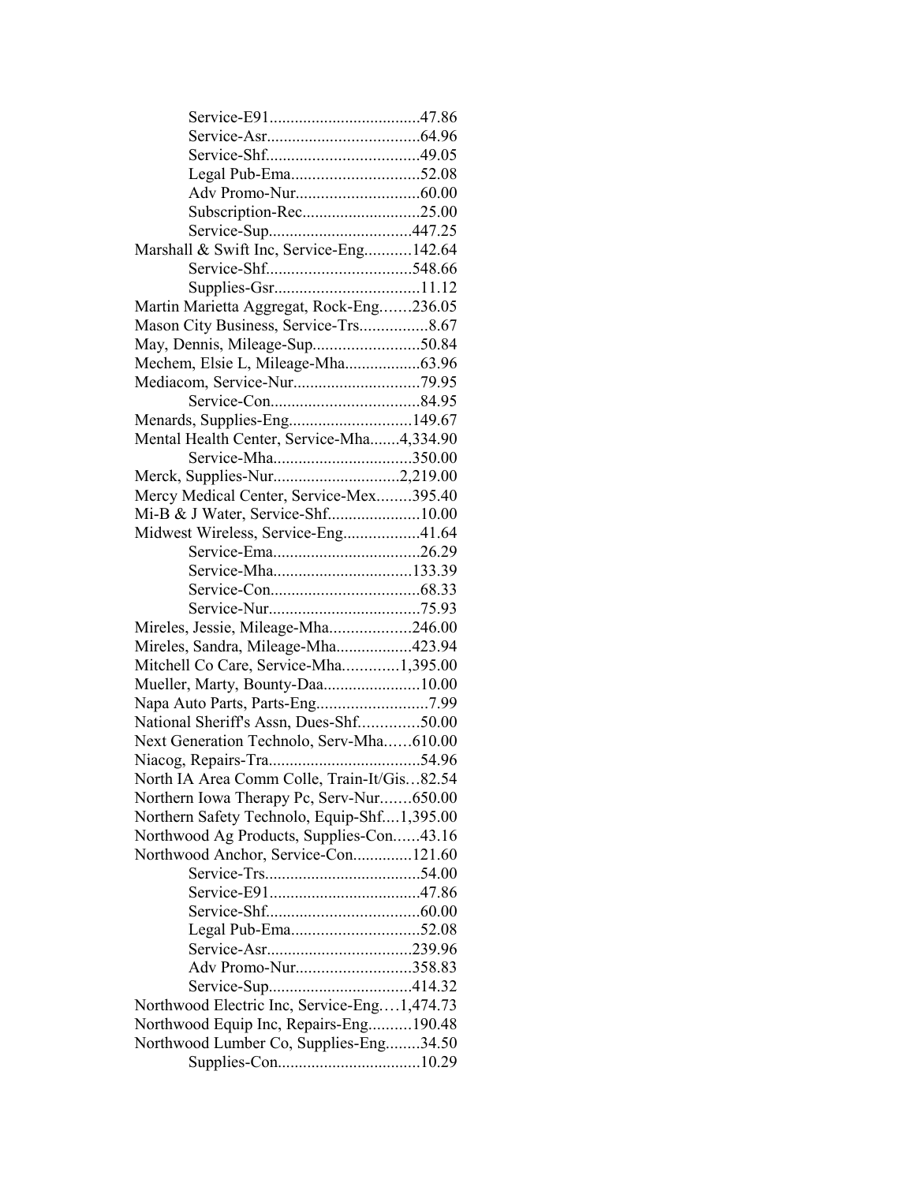Service-E91....................................47.86
Service-Asr....................................64.96
Service-Shf....................................49.05
Legal Pub-Ema..............................52.08
Adv Promo-Nur.............................60.00
Subscription-Rec............................25.00
Service-Sup..................................447.25
Marshall & Swift Inc, Service-Eng...........142.64
Service-Shf..................................548.66
Supplies-Gsr..................................11.12
Martin Marietta Aggregat, Rock-Eng.......236.05
Mason City Business, Service-Trs................8.67
May, Dennis, Mileage-Sup.........................50.84
Mechem, Elsie L, Mileage-Mha..................63.96
Mediacom, Service-Nur..............................79.95
Service-Con...................................84.95
Menards, Supplies-Eng.............................149.67
Mental Health Center, Service-Mha.......4,334.90
Service-Mha.................................350.00
Merck, Supplies-Nur..............................2,219.00
Mercy Medical Center, Service-Mex........395.40
Mi-B & J Water, Service-Shf......................10.00
Midwest Wireless, Service-Eng..................41.64
Service-Ema...................................26.29
Service-Mha.................................133.39
Service-Con...................................68.33
Service-Nur....................................75.93
Mireles, Jessie, Mileage-Mha...................246.00
Mireles, Sandra, Mileage-Mha..................423.94
Mitchell Co Care, Service-Mha.............1,395.00
Mueller, Marty, Bounty-Daa.......................10.00
Napa Auto Parts, Parts-Eng..........................7.99
National Sheriff's Assn, Dues-Shf..............50.00
Next Generation Technolo, Serv-Mha......610.00
Niacog, Repairs-Tra....................................54.96
North IA Area Comm Colle, Train-It/Gis…82.54
Northern Iowa Therapy Pc, Serv-Nur.......650.00
Northern Safety Technolo, Equip-Shf....1,395.00
Northwood Ag Products, Supplies-Con......43.16
Northwood Anchor, Service-Con..............121.60
Service-Trs.....................................54.00
Service-E91....................................47.86
Service-Shf....................................60.00
Legal Pub-Ema..............................52.08
Service-Asr..................................239.96
Adv Promo-Nur...........................358.83
Service-Sup..................................414.32
Northwood Electric Inc, Service-Eng….1,474.73
Northwood Equip Inc, Repairs-Eng..........190.48
Northwood Lumber Co, Supplies-Eng........34.50
Supplies-Con.................................10.29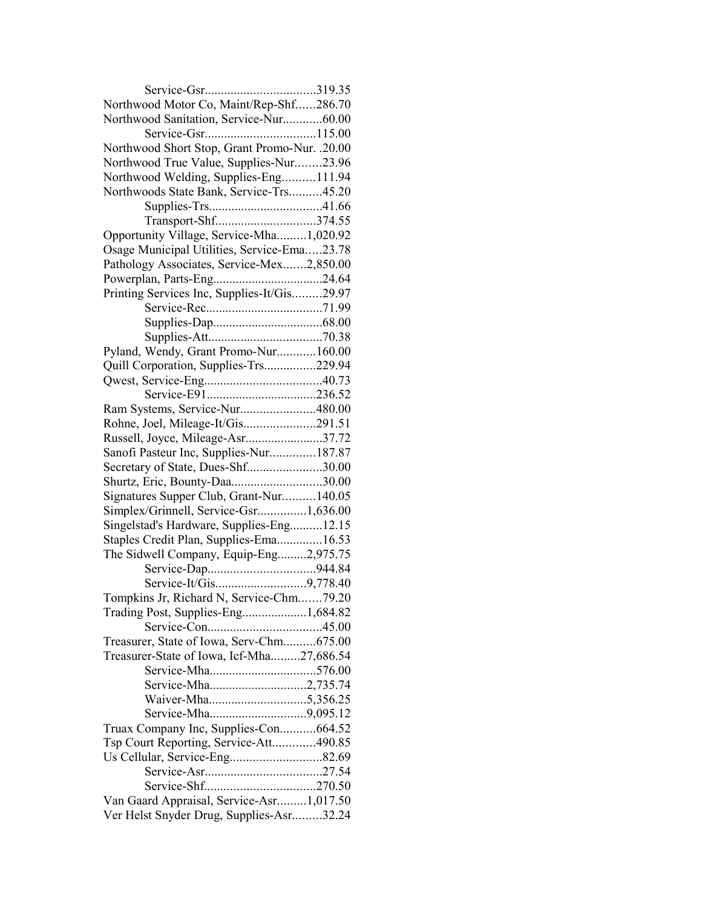Service-Gsr..................................319.35
Northwood Motor Co, Maint/Rep-Shf......286.70
Northwood Sanitation, Service-Nur............60.00
Service-Gsr..................................115.00
Northwood Short Stop, Grant Promo-Nur. .20.00
Northwood True Value, Supplies-Nur........23.96
Northwood Welding, Supplies-Eng..........111.94
Northwoods State Bank, Service-Trs..........45.20
Supplies-Trs..................................41.66
Transport-Shf..............................374.55
Opportunity Village, Service-Mha.........1,020.92
Osage Municipal Utilities, Service-Ema.....23.78
Pathology Associates, Service-Mex.......2,850.00
Powerplan, Parts-Eng.................................24.64
Printing Services Inc, Supplies-It/Gis.........29.97
Service-Rec...................................71.99
Supplies-Dap.................................68.00
Supplies-Att..................................70.38
Pyland, Wendy, Grant Promo-Nur............160.00
Quill Corporation, Supplies-Trs................229.94
Qwest, Service-Eng....................................40.73
Service-E91.................................236.52
Ram Systems, Service-Nur.......................480.00
Rohne, Joel, Mileage-It/Gis......................291.51
Russell, Joyce, Mileage-Asr........................37.72
Sanofi Pasteur Inc, Supplies-Nur..............187.87
Secretary of State, Dues-Shf.......................30.00
Shurtz, Eric, Bounty-Daa............................30.00
Signatures Supper Club, Grant-Nur..........140.05
Simplex/Grinnell, Service-Gsr...............1,636.00
Singelstad's Hardware, Supplies-Eng..........12.15
Staples Credit Plan, Supplies-Ema..............16.53
The Sidwell Company, Equip-Eng.........2,975.75
Service-Dap.................................944.84
Service-It/Gis............................9,778.40
Tompkins Jr, Richard N, Service-Chm.......79.20
Trading Post, Supplies-Eng....................1,684.82
Service-Con...................................45.00
Treasurer, State of Iowa, Serv-Chm..........675.00
Treasurer-State of Iowa, Icf-Mha.........27,686.54
Service-Mha................................576.00
Service-Mha.............................2,735.74
Waiver-Mha.............................5,356.25
Service-Mha.............................9,095.12
Truax Company Inc, Supplies-Con...........664.52
Tsp Court Reporting, Service-Att.............490.85
Us Cellular, Service-Eng............................82.69
Service-Asr....................................27.54
Service-Shf..................................270.50
Van Gaard Appraisal, Service-Asr.........1,017.50
Ver Helst Snyder Drug, Supplies-Asr.........32.24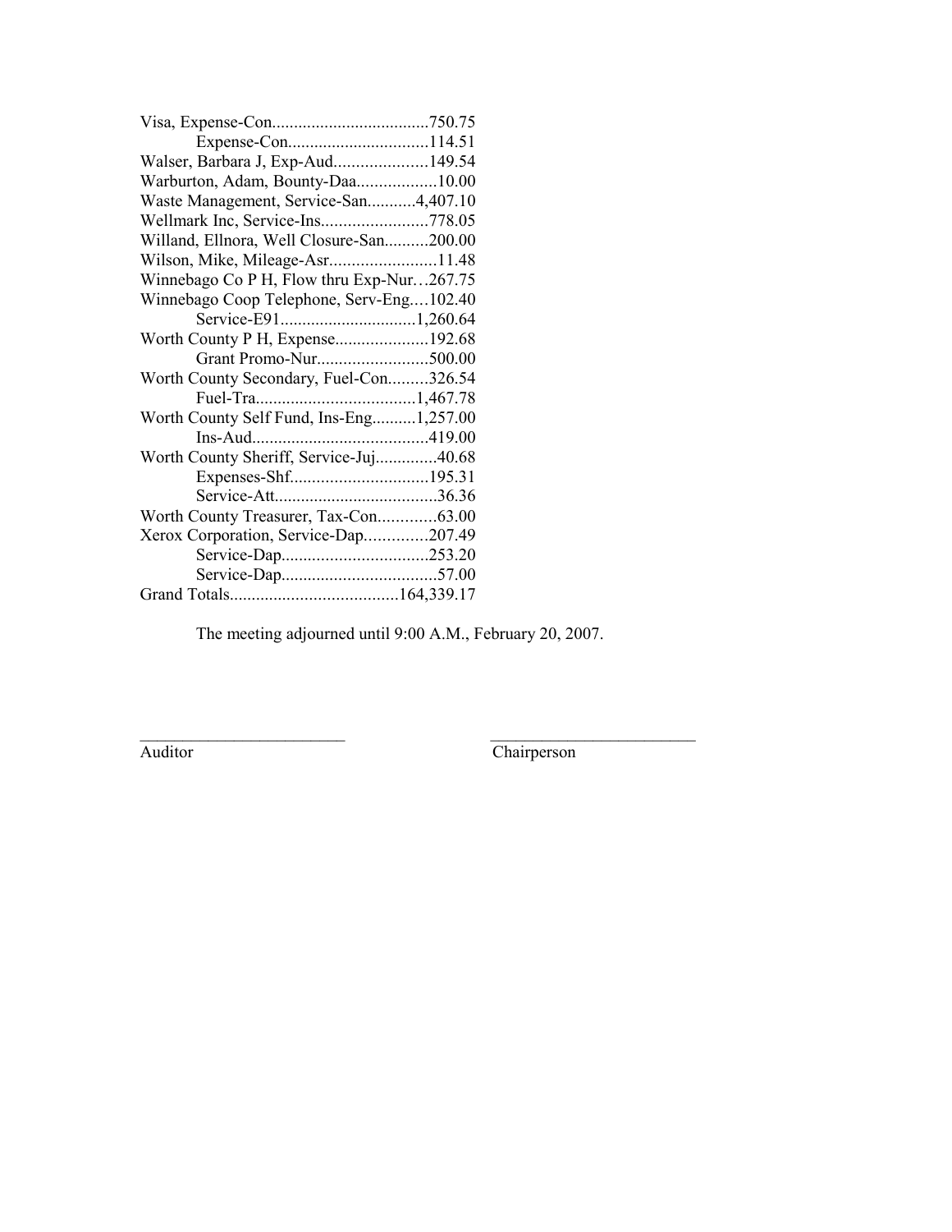Visa, Expense-Con....................................750.75
Expense-Con................................114.51
Walser, Barbara J, Exp-Aud.....................149.54
Warburton, Adam, Bounty-Daa..................10.00
Waste Management, Service-San...........4,407.10
Wellmark Inc, Service-Ins........................778.05
Willand, Ellnora, Well Closure-San..........200.00
Wilson, Mike, Mileage-Asr........................11.48
Winnebago Co P H, Flow thru Exp-Nur…267.75
Winnebago Coop Telephone, Serv-Eng....102.40
Service-E91...............................1,260.64
Worth County P H, Expense.....................192.68
Grant Promo-Nur.........................500.00
Worth County Secondary, Fuel-Con.........326.54
Fuel-Tra....................................1,467.78
Worth County Self Fund, Ins-Eng..........1,257.00
Ins-Aud........................................419.00
Worth County Sheriff, Service-Juj.............40.68
Expenses-Shf...............................195.31
Service-Att.....................................36.36
Worth County Treasurer, Tax-Con.............63.00
Xerox Corporation, Service-Dap.............207.49
Service-Dap.................................253.20
Service-Dap...................................57.00
Grand Totals......................................164,339.17

The meeting adjourned until 9:00 A.M., February 20, 2007.

\_\_\_\_\_\_\_\_\_\_\_\_\_\_\_\_\_\_\_\_\_\_\_\_ \_\_\_\_\_\_\_\_\_\_\_\_\_\_\_\_\_\_\_\_\_\_\_\_
Auditor Chairperson